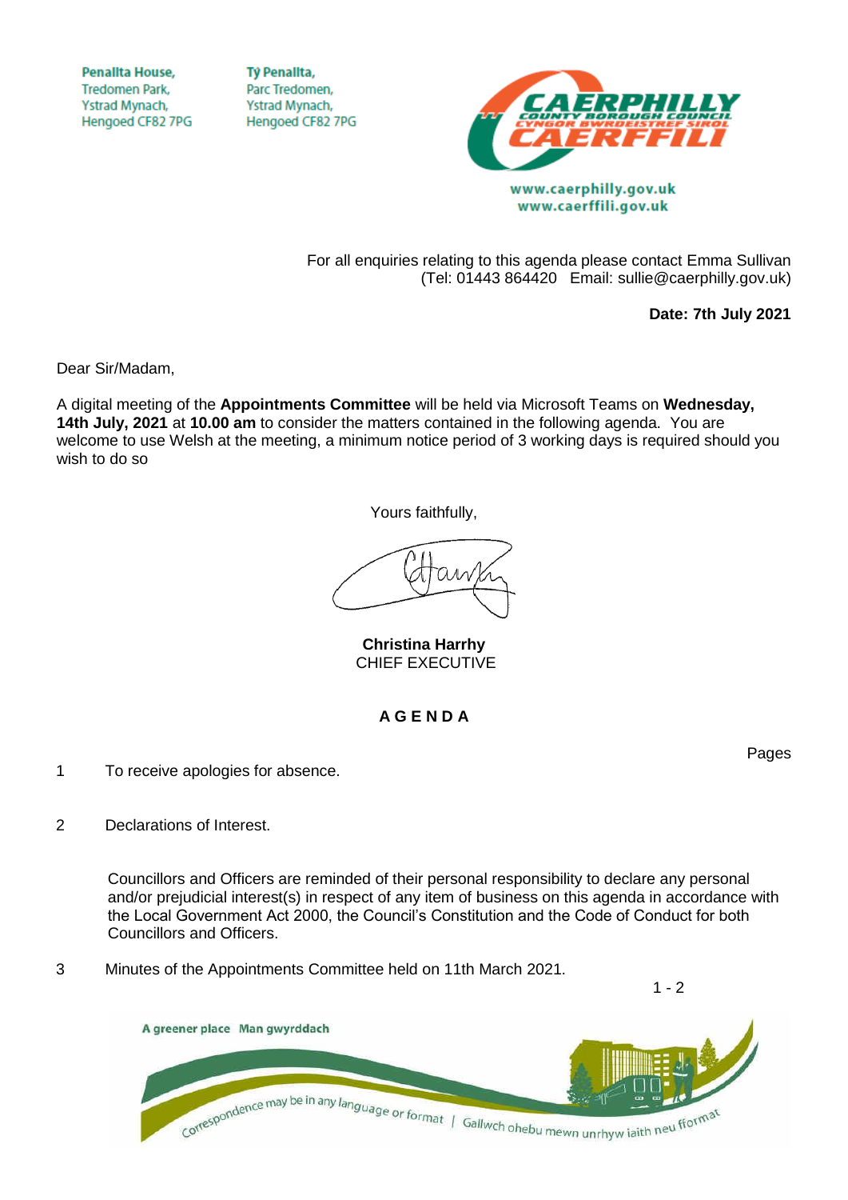Penallta House,
Tredomen Park,
Ystrad Mynach,
Hengoed CF82 7PG

Tŷ Penallta,
Parc Tredomen,
Ystrad Mynach,
Hengoed CF82 7PG

CAERPHILLY COUNTY BOROUGH COUNCIL
CYNGOR BWRDEISTREF SIROL CAERFFILI

www.caerphilly.gov.uk
www.caerffili.gov.uk

For all enquiries relating to this agenda please contact Emma Sullivan
(Tel: 01443 864420 Email: sullie@caerphilly.gov.uk)

**Date: 7th July 2021**

Dear Sir/Madam,

A digital meeting of the **Appointments Committee** will be held via Microsoft Teams on **Wednesday, 14th July, 2021** at **10.00 am** to consider the matters contained in the following agenda. You are welcome to use Welsh at the meeting, a minimum notice period of 3 working days is required should you wish to do so

Yours faithfully,

**Christina Harrhy**
CHIEF EXECUTIVE

## A G E N D A

| | | Pages |
|---|---|---|
| 1 | To receive apologies for absence. | |
| 2 | Declarations of Interest.<br><br>Councillors and Officers are reminded of their personal responsibility to declare any personal and/or prejudicial interest(s) in respect of any item of business on this agenda in accordance with the Local Government Act 2000, the Council's Constitution and the Code of Conduct for both Councillors and Officers. | |
| 3 | Minutes of the Appointments Committee held on 11th March 2021. | 1 - 2 |

A greener place Man gwyrddach

Correspondence may be in any language or format | Gallwch ohebu mewn unrhyw iaith neu fformat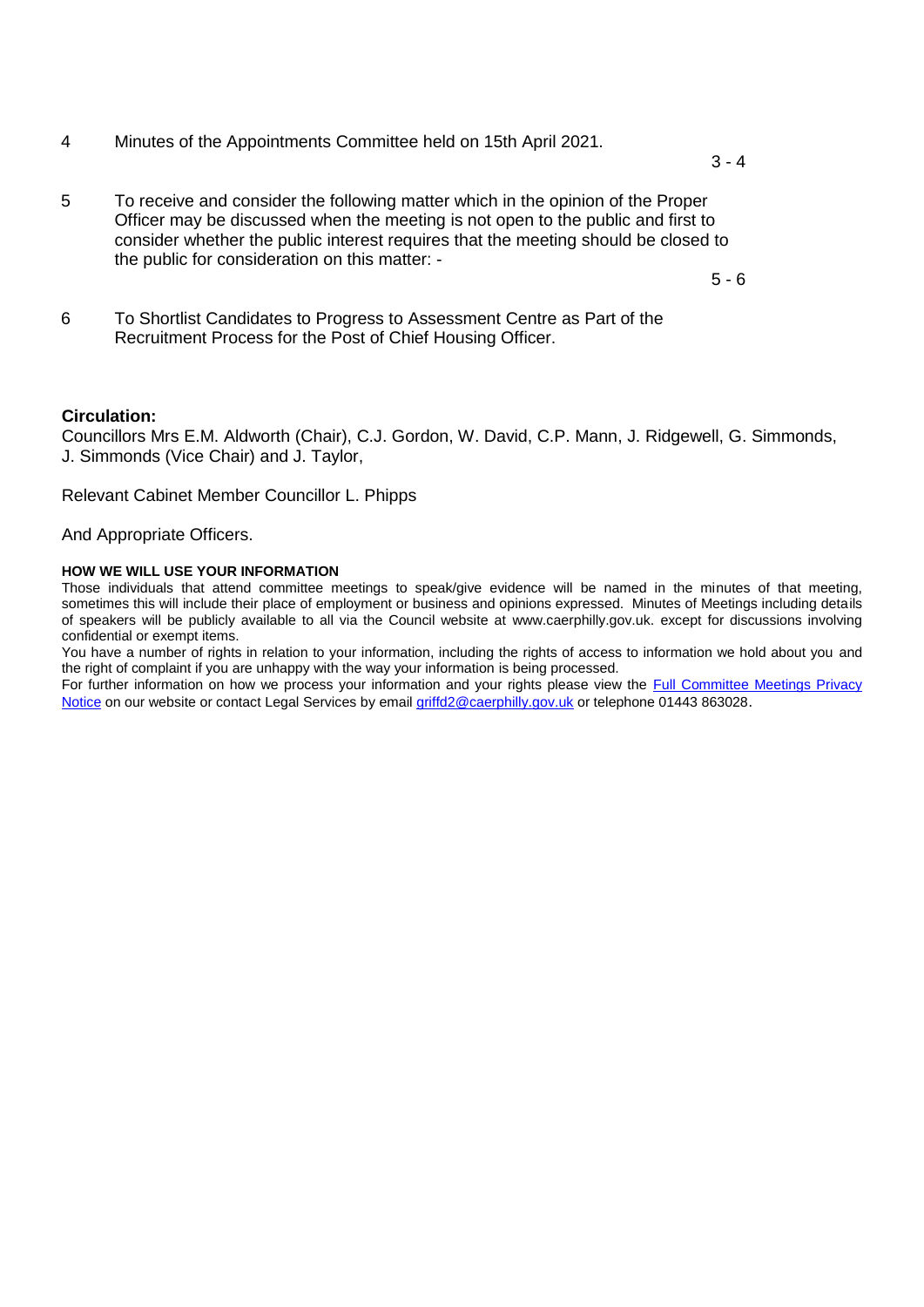4 Minutes of the Appointments Committee held on 15th April 2021.

3 - 4

5 To receive and consider the following matter which in the opinion of the Proper Officer may be discussed when the meeting is not open to the public and first to consider whether the public interest requires that the meeting should be closed to the public for consideration on this matter: -

5 - 6

6 To Shortlist Candidates to Progress to Assessment Centre as Part of the Recruitment Process for the Post of Chief Housing Officer.

**Circulation:**
Councillors Mrs E.M. Aldworth (Chair), C.J. Gordon, W. David, C.P. Mann, J. Ridgewell, G. Simmonds, J. Simmonds (Vice Chair) and J. Taylor,

Relevant Cabinet Member Councillor L. Phipps

And Appropriate Officers.

**HOW WE WILL USE YOUR INFORMATION**

Those individuals that attend committee meetings to speak/give evidence will be named in the minutes of that meeting, sometimes this will include their place of employment or business and opinions expressed. Minutes of Meetings including details of speakers will be publicly available to all via the Council website at www.caerphilly.gov.uk. except for discussions involving confidential or exempt items.

You have a number of rights in relation to your information, including the rights of access to information we hold about you and the right of complaint if you are unhappy with the way your information is being processed.

For further information on how we process your information and your rights please view the Full Committee Meetings Privacy Notice on our website or contact Legal Services by email griffd2@caerphilly.gov.uk or telephone 01443 863028.